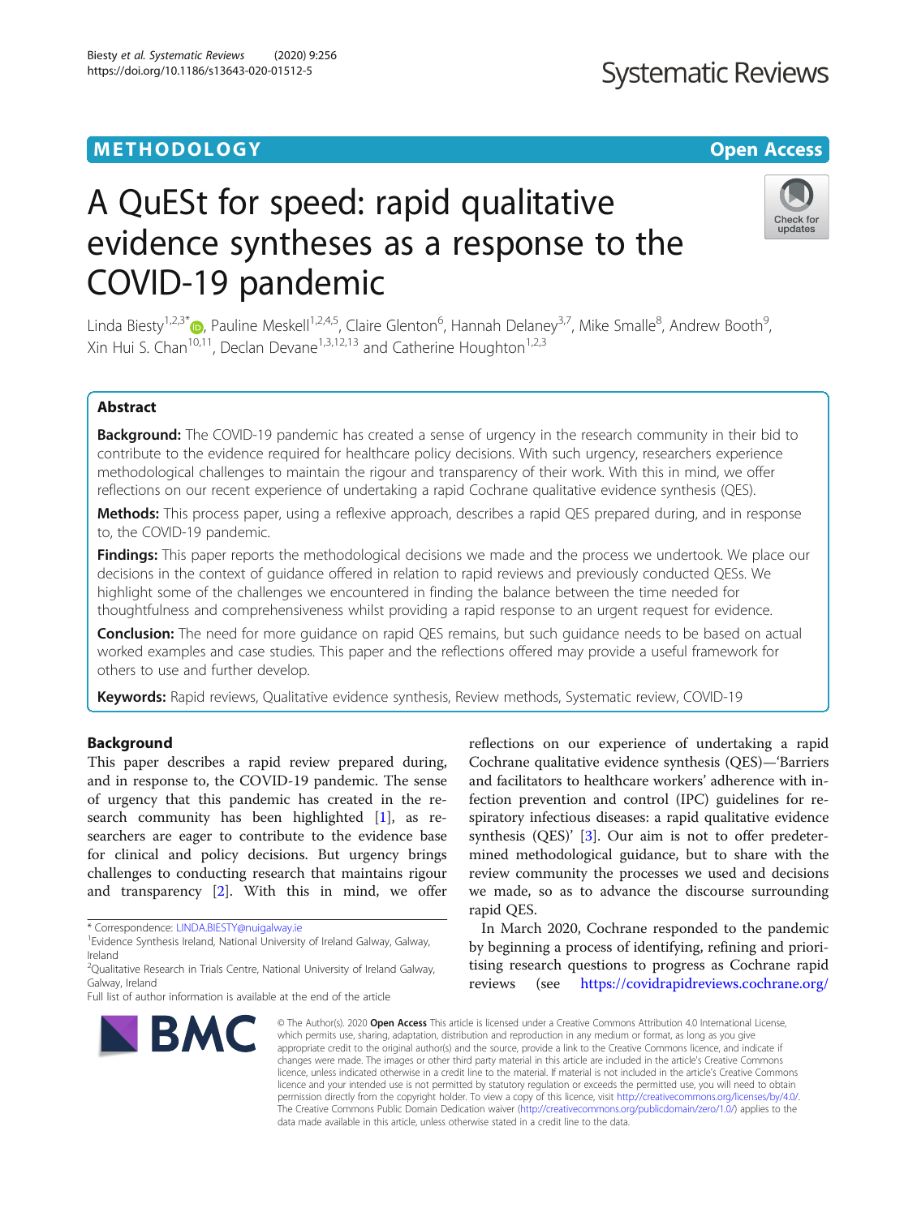METHODOLOGY

Open Access

# A QuESt for speed: rapid qualitative evidence syntheses as a response to the COVID-19 pandemic

Linda Biesty[1,2,3*], Pauline Meskell[1,2,4,5], Claire Glenton[6], Hannah Delaney[3,7], Mike Smalle[8], Andrew Booth[9], Xin Hui S. Chan[10,11], Declan Devane[1,3,12,13] and Catherine Houghton[1,2,3]

## Abstract

**Background:** The COVID-19 pandemic has created a sense of urgency in the research community in their bid to contribute to the evidence required for healthcare policy decisions. With such urgency, researchers experience methodological challenges to maintain the rigour and transparency of their work. With this in mind, we offer reflections on our recent experience of undertaking a rapid Cochrane qualitative evidence synthesis (QES).

**Methods:** This process paper, using a reflexive approach, describes a rapid QES prepared during, and in response to, the COVID-19 pandemic.

**Findings:** This paper reports the methodological decisions we made and the process we undertook. We place our decisions in the context of guidance offered in relation to rapid reviews and previously conducted QESs. We highlight some of the challenges we encountered in finding the balance between the time needed for thoughtfulness and comprehensiveness whilst providing a rapid response to an urgent request for evidence.

**Conclusion:** The need for more guidance on rapid QES remains, but such guidance needs to be based on actual worked examples and case studies. This paper and the reflections offered may provide a useful framework for others to use and further develop.

**Keywords:** Rapid reviews, Qualitative evidence synthesis, Review methods, Systematic review, COVID-19

## Background

This paper describes a rapid review prepared during, and in response to, the COVID-19 pandemic. The sense of urgency that this pandemic has created in the research community has been highlighted [1], as researchers are eager to contribute to the evidence base for clinical and policy decisions. But urgency brings challenges to conducting research that maintains rigour and transparency [2]. With this in mind, we offer reflections on our experience of undertaking a rapid Cochrane qualitative evidence synthesis (QES)—'Barriers and facilitators to healthcare workers' adherence with infection prevention and control (IPC) guidelines for respiratory infectious diseases: a rapid qualitative evidence synthesis (QES)' [3]. Our aim is not to offer predetermined methodological guidance, but to share with the review community the processes we used and decisions we made, so as to advance the discourse surrounding rapid QES.

In March 2020, Cochrane responded to the pandemic by beginning a process of identifying, refining and prioritising research questions to progress as Cochrane rapid reviews (see https://covidrapidreviews.cochrane.org/

\* Correspondence: LINDA.BIESTY@nuigalway.ie
[1]Evidence Synthesis Ireland, National University of Ireland Galway, Galway, Ireland
[2]Qualitative Research in Trials Centre, National University of Ireland Galway, Galway, Ireland
Full list of author information is available at the end of the article

© The Author(s). 2020 **Open Access** This article is licensed under a Creative Commons Attribution 4.0 International License, which permits use, sharing, adaptation, distribution and reproduction in any medium or format, as long as you give appropriate credit to the original author(s) and the source, provide a link to the Creative Commons licence, and indicate if changes were made. The images or other third party material in this article are included in the article's Creative Commons licence, unless indicated otherwise in a credit line to the material. If material is not included in the article's Creative Commons licence and your intended use is not permitted by statutory regulation or exceeds the permitted use, you will need to obtain permission directly from the copyright holder. To view a copy of this licence, visit http://creativecommons.org/licenses/by/4.0/. The Creative Commons Public Domain Dedication waiver (http://creativecommons.org/publicdomain/zero/1.0/) applies to the data made available in this article, unless otherwise stated in a credit line to the data.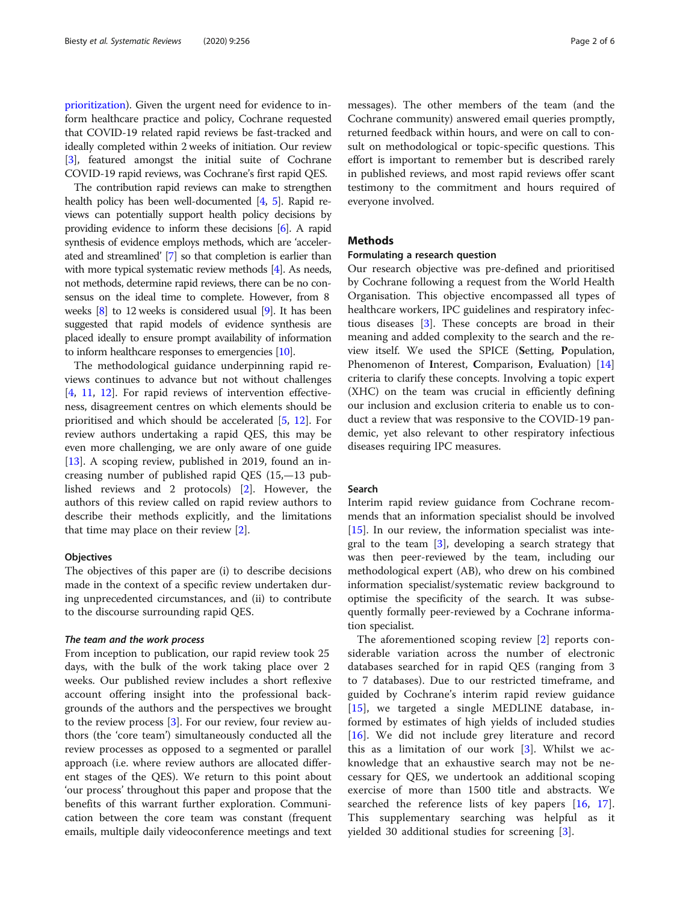prioritization). Given the urgent need for evidence to inform healthcare practice and policy, Cochrane requested that COVID-19 related rapid reviews be fast-tracked and ideally completed within 2 weeks of initiation. Our review [3], featured amongst the initial suite of Cochrane COVID-19 rapid reviews, was Cochrane's first rapid QES.

The contribution rapid reviews can make to strengthen health policy has been well-documented [4, 5]. Rapid reviews can potentially support health policy decisions by providing evidence to inform these decisions [6]. A rapid synthesis of evidence employs methods, which are 'accelerated and streamlined' [7] so that completion is earlier than with more typical systematic review methods [4]. As needs, not methods, determine rapid reviews, there can be no consensus on the ideal time to complete. However, from 8 weeks [8] to 12 weeks is considered usual [9]. It has been suggested that rapid models of evidence synthesis are placed ideally to ensure prompt availability of information to inform healthcare responses to emergencies [10].

The methodological guidance underpinning rapid reviews continues to advance but not without challenges [4, 11, 12]. For rapid reviews of intervention effectiveness, disagreement centres on which elements should be prioritised and which should be accelerated [5, 12]. For review authors undertaking a rapid QES, this may be even more challenging, we are only aware of one guide [13]. A scoping review, published in 2019, found an increasing number of published rapid QES (15,—13 published reviews and 2 protocols) [2]. However, the authors of this review called on rapid review authors to describe their methods explicitly, and the limitations that time may place on their review [2].

### Objectives

The objectives of this paper are (i) to describe decisions made in the context of a specific review undertaken during unprecedented circumstances, and (ii) to contribute to the discourse surrounding rapid QES.

#### *The team and the work process*

From inception to publication, our rapid review took 25 days, with the bulk of the work taking place over 2 weeks. Our published review includes a short reflexive account offering insight into the professional backgrounds of the authors and the perspectives we brought to the review process [3]. For our review, four review authors (the 'core team') simultaneously conducted all the review processes as opposed to a segmented or parallel approach (i.e. where review authors are allocated different stages of the QES). We return to this point about 'our process' throughout this paper and propose that the benefits of this warrant further exploration. Communication between the core team was constant (frequent emails, multiple daily videoconference meetings and text messages). The other members of the team (and the Cochrane community) answered email queries promptly, returned feedback within hours, and were on call to consult on methodological or topic-specific questions. This effort is important to remember but is described rarely in published reviews, and most rapid reviews offer scant testimony to the commitment and hours required of everyone involved.

## Methods

### Formulating a research question

Our research objective was pre-defined and prioritised by Cochrane following a request from the World Health Organisation. This objective encompassed all types of healthcare workers, IPC guidelines and respiratory infectious diseases [3]. These concepts are broad in their meaning and added complexity to the search and the review itself. We used the SPICE (**S**etting, **P**opulation, Phenomenon of **I**nterest, **C**omparison, **E**valuation) [14] criteria to clarify these concepts. Involving a topic expert (XHC) on the team was crucial in efficiently defining our inclusion and exclusion criteria to enable us to conduct a review that was responsive to the COVID-19 pandemic, yet also relevant to other respiratory infectious diseases requiring IPC measures.

### Search

Interim rapid review guidance from Cochrane recommends that an information specialist should be involved [15]. In our review, the information specialist was integral to the team [3], developing a search strategy that was then peer-reviewed by the team, including our methodological expert (AB), who drew on his combined information specialist/systematic review background to optimise the specificity of the search. It was subsequently formally peer-reviewed by a Cochrane information specialist.

The aforementioned scoping review [2] reports considerable variation across the number of electronic databases searched for in rapid QES (ranging from 3 to 7 databases). Due to our restricted timeframe, and guided by Cochrane's interim rapid review guidance [15], we targeted a single MEDLINE database, informed by estimates of high yields of included studies [16]. We did not include grey literature and record this as a limitation of our work [3]. Whilst we acknowledge that an exhaustive search may not be necessary for QES, we undertook an additional scoping exercise of more than 1500 title and abstracts. We searched the reference lists of key papers [16, 17]. This supplementary searching was helpful as it yielded 30 additional studies for screening [3].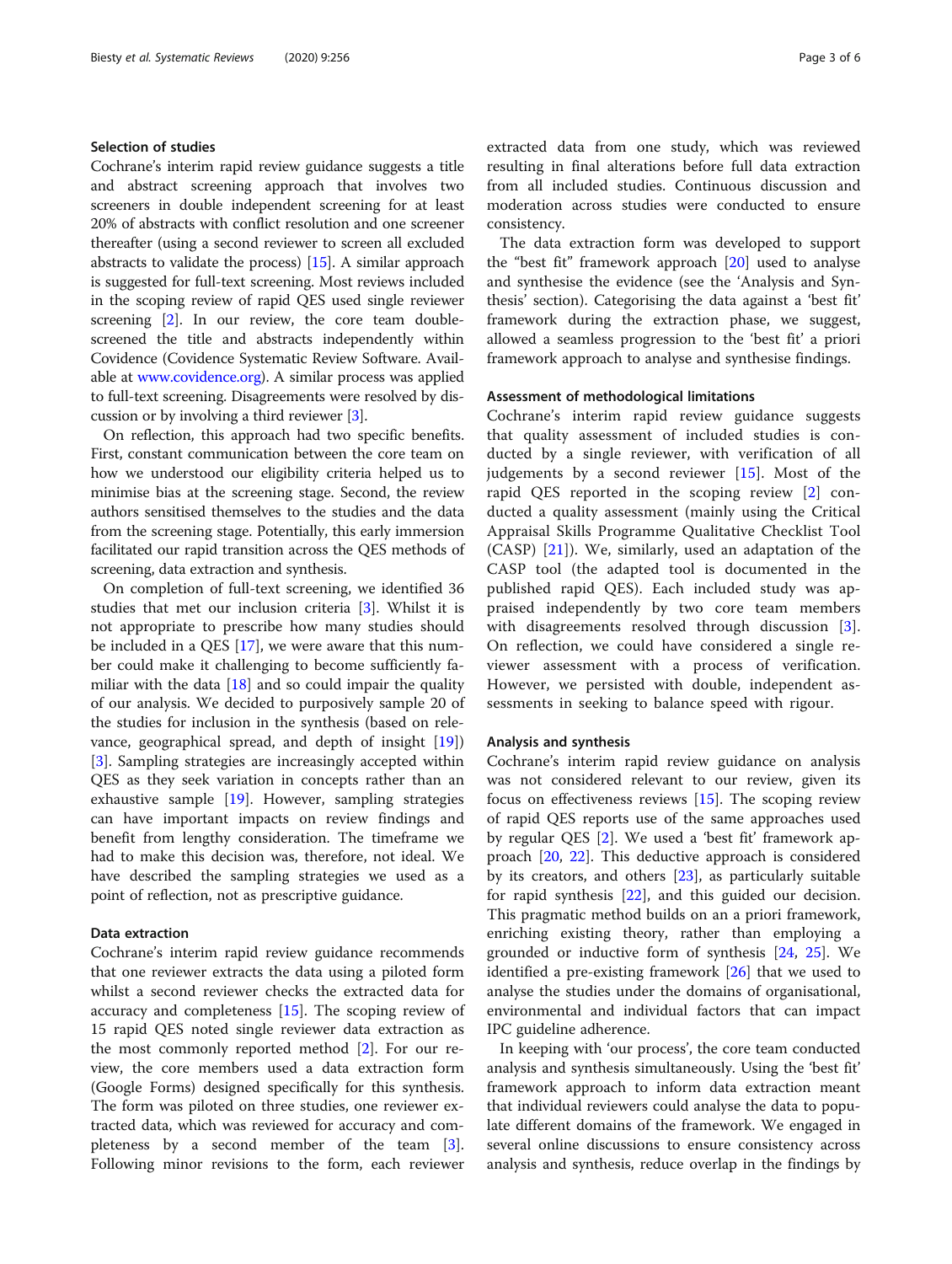### Selection of studies

Cochrane's interim rapid review guidance suggests a title and abstract screening approach that involves two screeners in double independent screening for at least 20% of abstracts with conflict resolution and one screener thereafter (using a second reviewer to screen all excluded abstracts to validate the process) [15]. A similar approach is suggested for full-text screening. Most reviews included in the scoping review of rapid QES used single reviewer screening [2]. In our review, the core team double-screened the title and abstracts independently within Covidence (Covidence Systematic Review Software. Available at www.covidence.org). A similar process was applied to full-text screening. Disagreements were resolved by discussion or by involving a third reviewer [3].

On reflection, this approach had two specific benefits. First, constant communication between the core team on how we understood our eligibility criteria helped us to minimise bias at the screening stage. Second, the review authors sensitised themselves to the studies and the data from the screening stage. Potentially, this early immersion facilitated our rapid transition across the QES methods of screening, data extraction and synthesis.

On completion of full-text screening, we identified 36 studies that met our inclusion criteria [3]. Whilst it is not appropriate to prescribe how many studies should be included in a QES [17], we were aware that this number could make it challenging to become sufficiently familiar with the data [18] and so could impair the quality of our analysis. We decided to purposively sample 20 of the studies for inclusion in the synthesis (based on relevance, geographical spread, and depth of insight [19]) [3]. Sampling strategies are increasingly accepted within QES as they seek variation in concepts rather than an exhaustive sample [19]. However, sampling strategies can have important impacts on review findings and benefit from lengthy consideration. The timeframe we had to make this decision was, therefore, not ideal. We have described the sampling strategies we used as a point of reflection, not as prescriptive guidance.

### Data extraction

Cochrane's interim rapid review guidance recommends that one reviewer extracts the data using a piloted form whilst a second reviewer checks the extracted data for accuracy and completeness [15]. The scoping review of 15 rapid QES noted single reviewer data extraction as the most commonly reported method [2]. For our review, the core members used a data extraction form (Google Forms) designed specifically for this synthesis. The form was piloted on three studies, one reviewer extracted data, which was reviewed for accuracy and completeness by a second member of the team [3]. Following minor revisions to the form, each reviewer extracted data from one study, which was reviewed resulting in final alterations before full data extraction from all included studies. Continuous discussion and moderation across studies were conducted to ensure consistency.

The data extraction form was developed to support the "best fit" framework approach [20] used to analyse and synthesise the evidence (see the 'Analysis and Synthesis' section). Categorising the data against a 'best fit' framework during the extraction phase, we suggest, allowed a seamless progression to the 'best fit' a priori framework approach to analyse and synthesise findings.

### Assessment of methodological limitations

Cochrane's interim rapid review guidance suggests that quality assessment of included studies is conducted by a single reviewer, with verification of all judgements by a second reviewer [15]. Most of the rapid QES reported in the scoping review [2] conducted a quality assessment (mainly using the Critical Appraisal Skills Programme Qualitative Checklist Tool (CASP) [21]). We, similarly, used an adaptation of the CASP tool (the adapted tool is documented in the published rapid QES). Each included study was appraised independently by two core team members with disagreements resolved through discussion [3]. On reflection, we could have considered a single reviewer assessment with a process of verification. However, we persisted with double, independent assessments in seeking to balance speed with rigour.

### Analysis and synthesis

Cochrane's interim rapid review guidance on analysis was not considered relevant to our review, given its focus on effectiveness reviews [15]. The scoping review of rapid QES reports use of the same approaches used by regular QES [2]. We used a 'best fit' framework approach [20, 22]. This deductive approach is considered by its creators, and others [23], as particularly suitable for rapid synthesis [22], and this guided our decision. This pragmatic method builds on an a priori framework, enriching existing theory, rather than employing a grounded or inductive form of synthesis [24, 25]. We identified a pre-existing framework [26] that we used to analyse the studies under the domains of organisational, environmental and individual factors that can impact IPC guideline adherence.

In keeping with 'our process', the core team conducted analysis and synthesis simultaneously. Using the 'best fit' framework approach to inform data extraction meant that individual reviewers could analyse the data to populate different domains of the framework. We engaged in several online discussions to ensure consistency across analysis and synthesis, reduce overlap in the findings by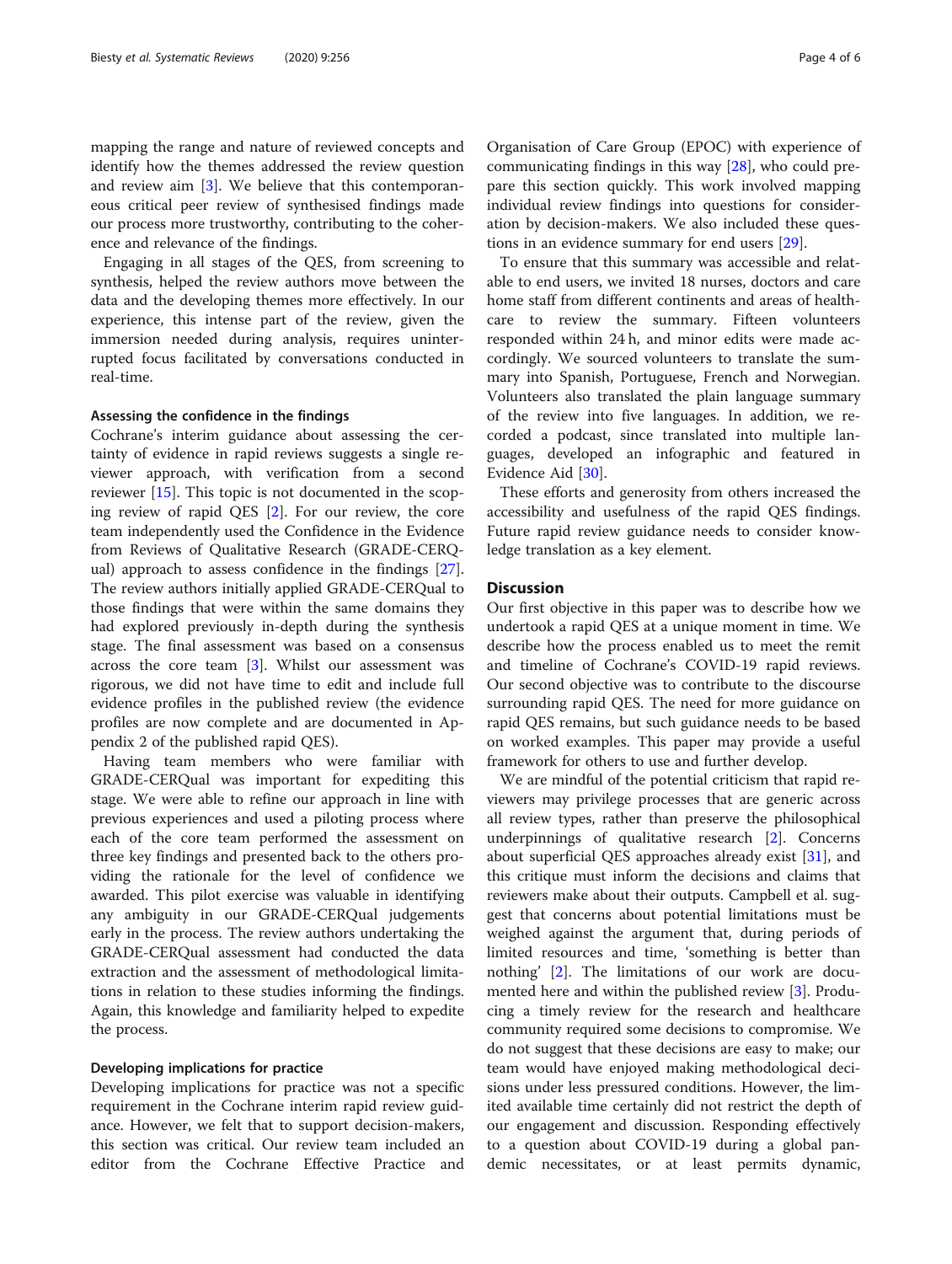mapping the range and nature of reviewed concepts and identify how the themes addressed the review question and review aim [3]. We believe that this contemporaneous critical peer review of synthesised findings made our process more trustworthy, contributing to the coherence and relevance of the findings.

Engaging in all stages of the QES, from screening to synthesis, helped the review authors move between the data and the developing themes more effectively. In our experience, this intense part of the review, given the immersion needed during analysis, requires uninterrupted focus facilitated by conversations conducted in real-time.

#### Assessing the confidence in the findings

Cochrane's interim guidance about assessing the certainty of evidence in rapid reviews suggests a single reviewer approach, with verification from a second reviewer [15]. This topic is not documented in the scoping review of rapid QES [2]. For our review, the core team independently used the Confidence in the Evidence from Reviews of Qualitative Research (GRADE-CERQual) approach to assess confidence in the findings [27]. The review authors initially applied GRADE-CERQual to those findings that were within the same domains they had explored previously in-depth during the synthesis stage. The final assessment was based on a consensus across the core team [3]. Whilst our assessment was rigorous, we did not have time to edit and include full evidence profiles in the published review (the evidence profiles are now complete and are documented in Appendix 2 of the published rapid QES).

Having team members who were familiar with GRADE-CERQual was important for expediting this stage. We were able to refine our approach in line with previous experiences and used a piloting process where each of the core team performed the assessment on three key findings and presented back to the others providing the rationale for the level of confidence we awarded. This pilot exercise was valuable in identifying any ambiguity in our GRADE-CERQual judgements early in the process. The review authors undertaking the GRADE-CERQual assessment had conducted the data extraction and the assessment of methodological limitations in relation to these studies informing the findings. Again, this knowledge and familiarity helped to expedite the process.

#### Developing implications for practice

Developing implications for practice was not a specific requirement in the Cochrane interim rapid review guidance. However, we felt that to support decision-makers, this section was critical. Our review team included an editor from the Cochrane Effective Practice and Organisation of Care Group (EPOC) with experience of communicating findings in this way [28], who could prepare this section quickly. This work involved mapping individual review findings into questions for consideration by decision-makers. We also included these questions in an evidence summary for end users [29].

To ensure that this summary was accessible and relatable to end users, we invited 18 nurses, doctors and care home staff from different continents and areas of healthcare to review the summary. Fifteen volunteers responded within 24 h, and minor edits were made accordingly. We sourced volunteers to translate the summary into Spanish, Portuguese, French and Norwegian. Volunteers also translated the plain language summary of the review into five languages. In addition, we recorded a podcast, since translated into multiple languages, developed an infographic and featured in Evidence Aid [30].

These efforts and generosity from others increased the accessibility and usefulness of the rapid QES findings. Future rapid review guidance needs to consider knowledge translation as a key element.

## Discussion

Our first objective in this paper was to describe how we undertook a rapid QES at a unique moment in time. We describe how the process enabled us to meet the remit and timeline of Cochrane's COVID-19 rapid reviews. Our second objective was to contribute to the discourse surrounding rapid QES. The need for more guidance on rapid QES remains, but such guidance needs to be based on worked examples. This paper may provide a useful framework for others to use and further develop.

We are mindful of the potential criticism that rapid reviewers may privilege processes that are generic across all review types, rather than preserve the philosophical underpinnings of qualitative research [2]. Concerns about superficial QES approaches already exist [31], and this critique must inform the decisions and claims that reviewers make about their outputs. Campbell et al. suggest that concerns about potential limitations must be weighed against the argument that, during periods of limited resources and time, 'something is better than nothing' [2]. The limitations of our work are documented here and within the published review [3]. Producing a timely review for the research and healthcare community required some decisions to compromise. We do not suggest that these decisions are easy to make; our team would have enjoyed making methodological decisions under less pressured conditions. However, the limited available time certainly did not restrict the depth of our engagement and discussion. Responding effectively to a question about COVID-19 during a global pandemic necessitates, or at least permits dynamic,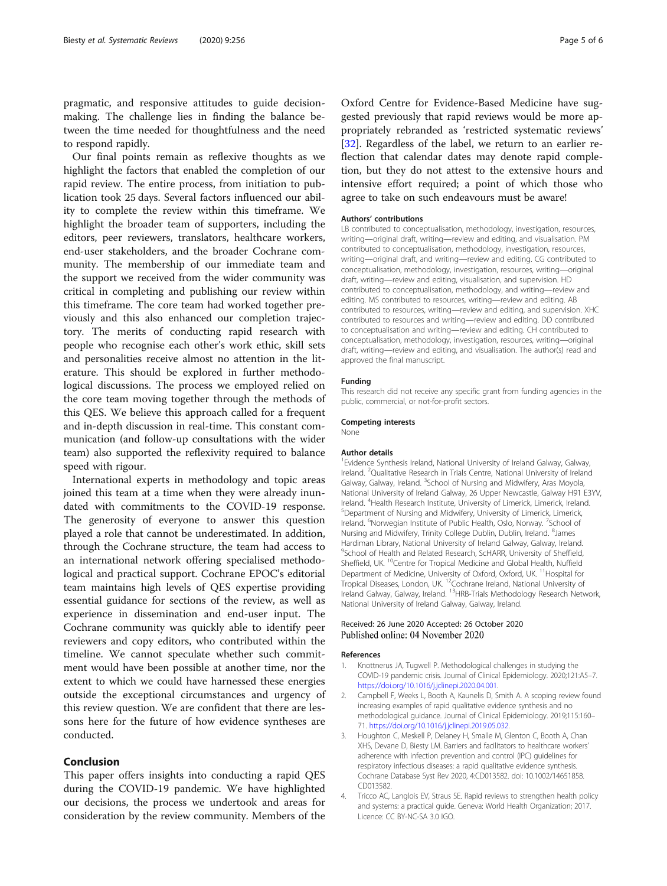pragmatic, and responsive attitudes to guide decision-making. The challenge lies in finding the balance between the time needed for thoughtfulness and the need to respond rapidly.

Our final points remain as reflexive thoughts as we highlight the factors that enabled the completion of our rapid review. The entire process, from initiation to publication took 25 days. Several factors influenced our ability to complete the review within this timeframe. We highlight the broader team of supporters, including the editors, peer reviewers, translators, healthcare workers, end-user stakeholders, and the broader Cochrane community. The membership of our immediate team and the support we received from the wider community was critical in completing and publishing our review within this timeframe. The core team had worked together previously and this also enhanced our completion trajectory. The merits of conducting rapid research with people who recognise each other's work ethic, skill sets and personalities receive almost no attention in the literature. This should be explored in further methodological discussions. The process we employed relied on the core team moving together through the methods of this QES. We believe this approach called for a frequent and in-depth discussion in real-time. This constant communication (and follow-up consultations with the wider team) also supported the reflexivity required to balance speed with rigour.

International experts in methodology and topic areas joined this team at a time when they were already inundated with commitments to the COVID-19 response. The generosity of everyone to answer this question played a role that cannot be underestimated. In addition, through the Cochrane structure, the team had access to an international network offering specialised methodological and practical support. Cochrane EPOC's editorial team maintains high levels of QES expertise providing essential guidance for sections of the review, as well as experience in dissemination and end-user input. The Cochrane community was quickly able to identify peer reviewers and copy editors, who contributed within the timeline. We cannot speculate whether such commitment would have been possible at another time, nor the extent to which we could have harnessed these energies outside the exceptional circumstances and urgency of this review question. We are confident that there are lessons here for the future of how evidence syntheses are conducted.

## Conclusion

This paper offers insights into conducting a rapid QES during the COVID-19 pandemic. We have highlighted our decisions, the process we undertook and areas for consideration by the review community. Members of the Oxford Centre for Evidence-Based Medicine have suggested previously that rapid reviews would be more appropriately rebranded as 'restricted systematic reviews' [32]. Regardless of the label, we return to an earlier reflection that calendar dates may denote rapid completion, but they do not attest to the extensive hours and intensive effort required; a point of which those who agree to take on such endeavours must be aware!

### Authors' contributions

LB contributed to conceptualisation, methodology, investigation, resources, writing—original draft, writing—review and editing, and visualisation. PM contributed to conceptualisation, methodology, investigation, resources, writing—original draft, and writing—review and editing. CG contributed to conceptualisation, methodology, investigation, resources, writing—original draft, writing—review and editing, visualisation, and supervision. HD contributed to conceptualisation, methodology, and writing—review and editing. MS contributed to resources, writing—review and editing. AB contributed to resources, writing—review and editing, and supervision. XHC contributed to resources and writing—review and editing. DD contributed to conceptualisation and writing—review and editing. CH contributed to conceptualisation, methodology, investigation, resources, writing—original draft, writing—review and editing, and visualisation. The author(s) read and approved the final manuscript.

### Funding

This research did not receive any specific grant from funding agencies in the public, commercial, or not-for-profit sectors.

### Competing interests

None

### Author details

[1]Evidence Synthesis Ireland, National University of Ireland Galway, Galway, Ireland. [2]Qualitative Research in Trials Centre, National University of Ireland Galway, Galway, Ireland. [3]School of Nursing and Midwifery, Aras Moyola, National University of Ireland Galway, 26 Upper Newcastle, Galway H91 E3YV, Ireland. [4]Health Research Institute, University of Limerick, Limerick, Ireland. [5]Department of Nursing and Midwifery, University of Limerick, Limerick, Ireland. [6]Norwegian Institute of Public Health, Oslo, Norway. [7]School of Nursing and Midwifery, Trinity College Dublin, Dublin, Ireland. [8]James Hardiman Library, National University of Ireland Galway, Galway, Ireland. [9]School of Health and Related Research, ScHARR, University of Sheffield, Sheffield, UK. [10]Centre for Tropical Medicine and Global Health, Nuffield Department of Medicine, University of Oxford, Oxford, UK. [11]Hospital for Tropical Diseases, London, UK. [12]Cochrane Ireland, National University of Ireland Galway, Galway, Ireland. [13]HRB-Trials Methodology Research Network, National University of Ireland Galway, Galway, Ireland.

Received: 26 June 2020 Accepted: 26 October 2020
Published online: 04 November 2020

### References

1. Knottnerus JA, Tugwell P. Methodological challenges in studying the COVID-19 pandemic crisis. Journal of Clinical Epidemiology. 2020;121:A5–7. https://doi.org/10.1016/j.jclinepi.2020.04.001.
2. Campbell F, Weeks L, Booth A, Kaunelis D, Smith A. A scoping review found increasing examples of rapid qualitative evidence synthesis and no methodological guidance. Journal of Clinical Epidemiology. 2019;115:160–71. https://doi.org/10.1016/j.jclinepi.2019.05.032.
3. Houghton C, Meskell P, Delaney H, Smalle M, Glenton C, Booth A, Chan XHS, Devane D, Biesty LM. Barriers and facilitators to healthcare workers' adherence with infection prevention and control (IPC) guidelines for respiratory infectious diseases: a rapid qualitative evidence synthesis. Cochrane Database Syst Rev 2020, 4:CD013582. doi: 10.1002/14651858.CD013582.
4. Tricco AC, Langlois EV, Straus SE. Rapid reviews to strengthen health policy and systems: a practical guide. Geneva: World Health Organization; 2017. Licence: CC BY-NC-SA 3.0 IGO.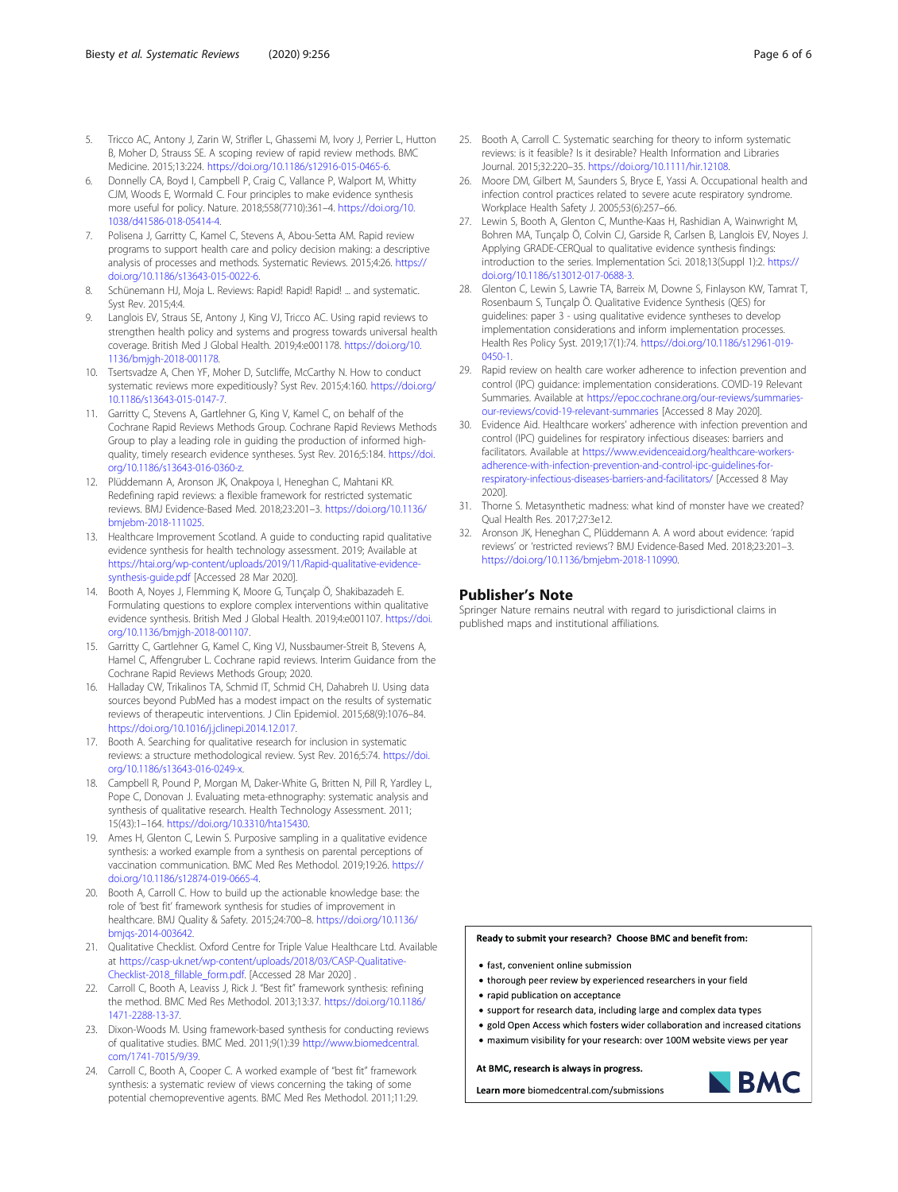5. Tricco AC, Antony J, Zarin W, Strifler L, Ghassemi M, Ivory J, Perrier L, Hutton B, Moher D, Strauss SE. A scoping review of rapid review methods. BMC Medicine. 2015;13:224. https://doi.org/10.1186/s12916-015-0465-6.
6. Donnelly CA, Boyd I, Campbell P, Craig C, Vallance P, Walport M, Whitty CJM, Woods E, Wormald C. Four principles to make evidence synthesis more useful for policy. Nature. 2018;558(7710):361–4. https://doi.org/10.1038/d41586-018-05414-4.
7. Polisena J, Garritty C, Kamel C, Stevens A, Abou-Setta AM. Rapid review programs to support health care and policy decision making: a descriptive analysis of processes and methods. Systematic Reviews. 2015;4:26. https://doi.org/10.1186/s13643-015-0022-6.
8. Schünemann HJ, Moja L. Reviews: Rapid! Rapid! Rapid! ... and systematic. Syst Rev. 2015;4:4.
9. Langlois EV, Straus SE, Antony J, King VJ, Tricco AC. Using rapid reviews to strengthen health policy and systems and progress towards universal health coverage. British Med J Global Health. 2019;4:e001178. https://doi.org/10.1136/bmjgh-2018-001178.
10. Tsertsvadze A, Chen YF, Moher D, Sutcliffe, McCarthy N. How to conduct systematic reviews more expeditiously? Syst Rev. 2015;4:160. https://doi.org/10.1186/s13643-015-0147-7.
11. Garritty C, Stevens A, Gartlehner G, King V, Kamel C, on behalf of the Cochrane Rapid Reviews Methods Group. Cochrane Rapid Reviews Methods Group to play a leading role in guiding the production of informed high-quality, timely research evidence syntheses. Syst Rev. 2016;5:184. https://doi.org/10.1186/s13643-016-0360-z.
12. Plüddemann A, Aronson JK, Onakpoya I, Heneghan C, Mahtani KR. Redefining rapid reviews: a flexible framework for restricted systematic reviews. BMJ Evidence-Based Med. 2018;23:201–3. https://doi.org/10.1136/bmjebm-2018-111025.
13. Healthcare Improvement Scotland. A guide to conducting rapid qualitative evidence synthesis for health technology assessment. 2019; Available at https://htai.org/wp-content/uploads/2019/11/Rapid-qualitative-evidence-synthesis-guide.pdf [Accessed 28 Mar 2020].
14. Booth A, Noyes J, Flemming K, Moore G, Tunçalp Ö, Shakibazadeh E. Formulating questions to explore complex interventions within qualitative evidence synthesis. British Med J Global Health. 2019;4:e001107. https://doi.org/10.1136/bmjgh-2018-001107.
15. Garritty C, Gartlehner G, Kamel C, King VJ, Nussbaumer-Streit B, Stevens A, Hamel C, Affengruber L. Cochrane rapid reviews. Interim Guidance from the Cochrane Rapid Reviews Methods Group; 2020.
16. Halladay CW, Trikalinos TA, Schmid IT, Schmid CH, Dahabreh IJ. Using data sources beyond PubMed has a modest impact on the results of systematic reviews of therapeutic interventions. J Clin Epidemiol. 2015;68(9):1076–84. https://doi.org/10.1016/j.jclinepi.2014.12.017.
17. Booth A. Searching for qualitative research for inclusion in systematic reviews: a structure methodological review. Syst Rev. 2016;5:74. https://doi.org/10.1186/s13643-016-0249-x.
18. Campbell R, Pound P, Morgan M, Daker-White G, Britten N, Pill R, Yardley L, Pope C, Donovan J. Evaluating meta-ethnography: systematic analysis and synthesis of qualitative research. Health Technology Assessment. 2011; 15(43):1–164. https://doi.org/10.3310/hta15430.
19. Ames H, Glenton C, Lewin S. Purposive sampling in a qualitative evidence synthesis: a worked example from a synthesis on parental perceptions of vaccination communication. BMC Med Res Methodol. 2019;19:26. https://doi.org/10.1186/s12874-019-0665-4.
20. Booth A, Carroll C. How to build up the actionable knowledge base: the role of 'best fit' framework synthesis for studies of improvement in healthcare. BMJ Quality & Safety. 2015;24:700–8. https://doi.org/10.1136/bmjqs-2014-003642.
21. Qualitative Checklist. Oxford Centre for Triple Value Healthcare Ltd. Available at https://casp-uk.net/wp-content/uploads/2018/03/CASP-Qualitative-Checklist-2018_fillable_form.pdf. [Accessed 28 Mar 2020] .
22. Carroll C, Booth A, Leaviss J, Rick J. "Best fit" framework synthesis: refining the method. BMC Med Res Methodol. 2013;13:37. https://doi.org/10.1186/1471-2288-13-37.
23. Dixon-Woods M. Using framework-based synthesis for conducting reviews of qualitative studies. BMC Med. 2011;9(1):39 http://www.biomedcentral.com/1741-7015/9/39.
24. Carroll C, Booth A, Cooper C. A worked example of "best fit" framework synthesis: a systematic review of views concerning the taking of some potential chemopreventive agents. BMC Med Res Methodol. 2011;11:29.
25. Booth A, Carroll C. Systematic searching for theory to inform systematic reviews: is it feasible? Is it desirable? Health Information and Libraries Journal. 2015;32:220–35. https://doi.org/10.1111/hir.12108.
26. Moore DM, Gilbert M, Saunders S, Bryce E, Yassi A. Occupational health and infection control practices related to severe acute respiratory syndrome. Workplace Health Safety J. 2005;53(6):257–66.
27. Lewin S, Booth A, Glenton C, Munthe-Kaas H, Rashidian A, Wainwright M, Bohren MA, Tunçalp Ö, Colvin CJ, Garside R, Carlsen B, Langlois EV, Noyes J. Applying GRADE-CERQual to qualitative evidence synthesis findings: introduction to the series. Implementation Sci. 2018;13(Suppl 1):2. https://doi.org/10.1186/s13012-017-0688-3.
28. Glenton C, Lewin S, Lawrie TA, Barreix M, Downe S, Finlayson KW, Tamrat T, Rosenbaum S, Tunçalp Ö. Qualitative Evidence Synthesis (QES) for guidelines: paper 3 - using qualitative evidence syntheses to develop implementation considerations and inform implementation processes. Health Res Policy Syst. 2019;17(1):74. https://doi.org/10.1186/s12961-019-0450-1.
29. Rapid review on health care worker adherence to infection prevention and control (IPC) guidance: implementation considerations. COVID-19 Relevant Summaries. Available at https://epoc.cochrane.org/our-reviews/summaries-our-reviews/covid-19-relevant-summaries [Accessed 8 May 2020].
30. Evidence Aid. Healthcare workers' adherence with infection prevention and control (IPC) guidelines for respiratory infectious diseases: barriers and facilitators. Available at https://www.evidenceaid.org/healthcare-workers-adherence-with-infection-prevention-and-control-ipc-guidelines-for-respiratory-infectious-diseases-barriers-and-facilitators/ [Accessed 8 May 2020].
31. Thorne S. Metasynthetic madness: what kind of monster have we created? Qual Health Res. 2017;27:3e12.
32. Aronson JK, Heneghan C, Plüddemann A. A word about evidence: 'rapid reviews' or 'restricted reviews'? BMJ Evidence-Based Med. 2018;23:201–3. https://doi.org/10.1136/bmjebm-2018-110990.

## Publisher's Note

Springer Nature remains neutral with regard to jurisdictional claims in published maps and institutional affiliations.

**Ready to submit your research? Choose BMC and benefit from:**

- fast, convenient online submission
- thorough peer review by experienced researchers in your field
- rapid publication on acceptance
- support for research data, including large and complex data types
- gold Open Access which fosters wider collaboration and increased citations
- maximum visibility for your research: over 100M website views per year

**At BMC, research is always in progress.**

**Learn more** biomedcentral.com/submissions